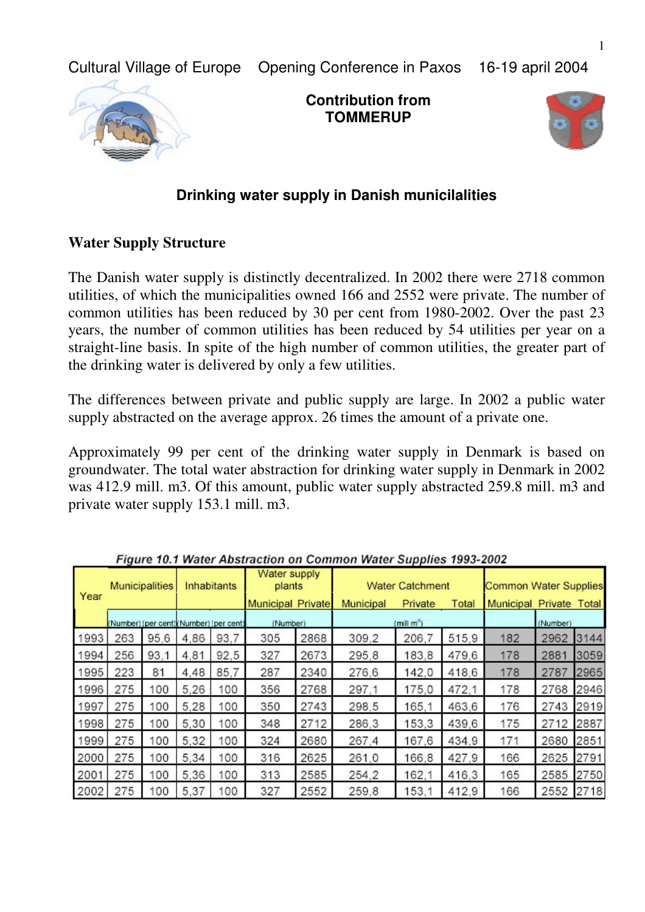Cultural Village of Europe    Opening Conference in Paxos    16-19 april 2004

**Contribution from TOMMERUP**

## Drinking water supply in Danish municilalities

### Water Supply Structure

The Danish water supply is distinctly decentralized. In 2002 there were 2718 common utilities, of which the municipalities owned 166 and 2552 were private. The number of common utilities has been reduced by 30 per cent from 1980-2002. Over the past 23 years, the number of common utilities has been reduced by 54 utilities per year on a straight-line basis. In spite of the high number of common utilities, the greater part of the drinking water is delivered by only a few utilities.

The differences between private and public supply are large. In 2002 a public water supply abstracted on the average approx. 26 times the amount of a private one.

Approximately 99 per cent of the drinking water supply in Denmark is based on groundwater. The total water abstraction for drinking water supply in Denmark in 2002 was 412.9 mill. m3. Of this amount, public water supply abstracted 259.8 mill. m3 and private water supply 153.1 mill. m3.

*Figure 10.1 Water Abstraction on Common Water Supplies 1993-2002*

| Year | Municipalities | | Inhabitants | | Water supply plants | | Water Catchment | | | Common Water Supplies | | |
|---|---|---|---|---|---|---|---|---|---|---|---|---|
| | | | | | Municipal | Private | Municipal | Private | Total | Municipal | Private | Total |
| | (Number) | (per cent) | (Number) | (per cent) | (Number) | | (mill m³) | | | (Number) | | |
| 1993 | 263 | 95,6 | 4,86 | 93,7 | 305 | 2868 | 309,2 | 206,7 | 515,9 | 182 | 2962 | 3144 |
| 1994 | 256 | 93,1 | 4,81 | 92,5 | 327 | 2673 | 295,8 | 183,8 | 479,6 | 178 | 2881 | 3059 |
| 1995 | 223 | 81 | 4,48 | 85,7 | 287 | 2340 | 276,6 | 142,0 | 418,6 | 178 | 2787 | 2965 |
| 1996 | 275 | 100 | 5,26 | 100 | 356 | 2768 | 297,1 | 175,0 | 472,1 | 178 | 2768 | 2946 |
| 1997 | 275 | 100 | 5,28 | 100 | 350 | 2743 | 298,5 | 165,1 | 463,6 | 176 | 2743 | 2919 |
| 1998 | 275 | 100 | 5,30 | 100 | 348 | 2712 | 286,3 | 153,3 | 439,6 | 175 | 2712 | 2887 |
| 1999 | 275 | 100 | 5,32 | 100 | 324 | 2680 | 267,4 | 167,6 | 434,9 | 171 | 2680 | 2851 |
| 2000 | 275 | 100 | 5,34 | 100 | 316 | 2625 | 261,0 | 166,8 | 427,9 | 166 | 2625 | 2791 |
| 2001 | 275 | 100 | 5,36 | 100 | 313 | 2585 | 254,2 | 162,1 | 416,3 | 165 | 2585 | 2750 |
| 2002 | 275 | 100 | 5,37 | 100 | 327 | 2552 | 259,8 | 153,1 | 412,9 | 166 | 2552 | 2718 |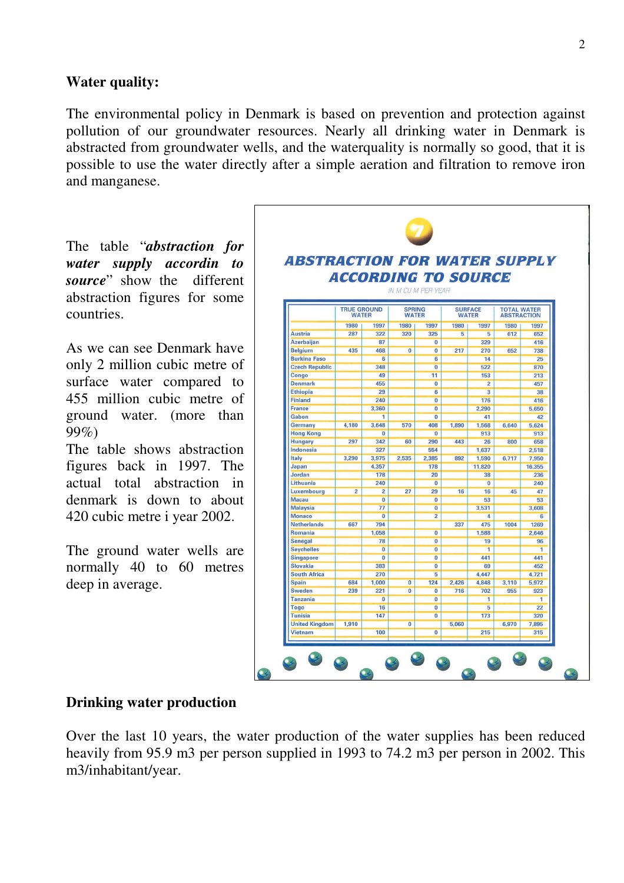## Water quality:

The environmental policy in Denmark is based on prevention and protection against pollution of our groundwater resources. Nearly all drinking water in Denmark is abstracted from groundwater wells, and the waterquality is normally so good, that it is possible to use the water directly after a simple aeration and filtration to remove iron and manganese.

The table "***abstraction for water supply accordin to source***" show the different abstraction figures for some countries.

As we can see Denmark have only 2 million cubic metre of surface water compared to 455 million cubic metre of ground water. (more than 99%)

The table shows abstraction figures back in 1997. The actual total abstraction in denmark is down to about 420 cubic metre i year 2002.

The ground water wells are normally 40 to 60 metres deep in average.

**ABSTRACTION FOR WATER SUPPLY ACCORDING TO SOURCE**

IN M CU M PER YEAR

| | TRUE GROUND WATER | | SPRING WATER | | SURFACE WATER | | TOTAL WATER ABSTRACTION | |
|---|---|---|---|---|---|---|---|---|
| | 1980 | 1997 | 1980 | 1997 | 1980 | 1997 | 1980 | 1997 |
| Austria | 287 | 322 | 320 | 325 | 5 | 5 | 612 | 652 |
| Azerbaijan | | 87 | | 0 | | 329 | | 416 |
| Belgium | 435 | 468 | 0 | 0 | 217 | 270 | 652 | 738 |
| Burkina Faso | | 6 | | 6 | | 14 | | 25 |
| Czech Republic | | 348 | | 0 | | 522 | | 870 |
| Congo | | 49 | | 11 | | 153 | | 213 |
| Denmark | | 455 | | 0 | | 2 | | 457 |
| Ethiopia | | 29 | | 6 | | 3 | | 38 |
| Finland | | 240 | | 0 | | 176 | | 416 |
| France | | 3,360 | | 0 | | 2,290 | | 5,650 |
| Gabon | | 1 | | 0 | | 41 | | 42 |
| Germany | 4,180 | 3,648 | 570 | 408 | 1,890 | 1,568 | 6,640 | 5,624 |
| Hong Kong | | 0 | | 0 | | 913 | | 913 |
| Hungary | 297 | 342 | 60 | 290 | 443 | 26 | 800 | 658 |
| Indonesia | | 327 | | 554 | | 1,637 | | 2,518 |
| Italy | 3,290 | 3,975 | 2,535 | 2,385 | 892 | 1,590 | 6,717 | 7,950 |
| Japan | | 4,357 | | 178 | | 11,820 | | 16,355 |
| Jordan | | 178 | | 20 | | 38 | | 236 |
| Lithuania | | 240 | | 0 | | 0 | | 240 |
| Luxembourg | 2 | 2 | 27 | 29 | 16 | 16 | 45 | 47 |
| Macau | | 0 | | 0 | | 53 | | 53 |
| Malaysia | | 77 | | 0 | | 3,531 | | 3,608 |
| Monaco | | 0 | | 2 | | 4 | | 6 |
| Netherlands | 667 | 794 | | | 337 | 475 | 1004 | 1269 |
| Romania | | 1,058 | | 0 | | 1,588 | | 2,646 |
| Senegal | | 78 | | 0 | | 19 | | 96 |
| Seychelles | | 0 | | 0 | | 1 | | 1 |
| Singapore | | 0 | | 0 | | 441 | | 441 |
| Slovakia | | 383 | | 0 | | 69 | | 452 |
| South Africa | | 270 | | 5 | | 4,447 | | 4,721 |
| Spain | 684 | 1,000 | 0 | 124 | 2,426 | 4,848 | 3,110 | 5,972 |
| Sweden | 239 | 221 | 0 | 0 | 716 | 702 | 955 | 923 |
| Tanzania | | 0 | | 0 | | 1 | | 1 |
| Togo | | 16 | | 0 | | 5 | | 22 |
| Tunisia | | 147 | | 0 | | 173 | | 320 |
| United Kingdom | 1,910 | | 0 | | 5,060 | | 6,970 | 7,895 |
| Vietnam | | 100 | | 0 | | 215 | | 315 |

## Drinking water production

Over the last 10 years, the water production of the water supplies has been reduced heavily from 95.9 m3 per person supplied in 1993 to 74.2 m3 per person in 2002. This m3/inhabitant/year.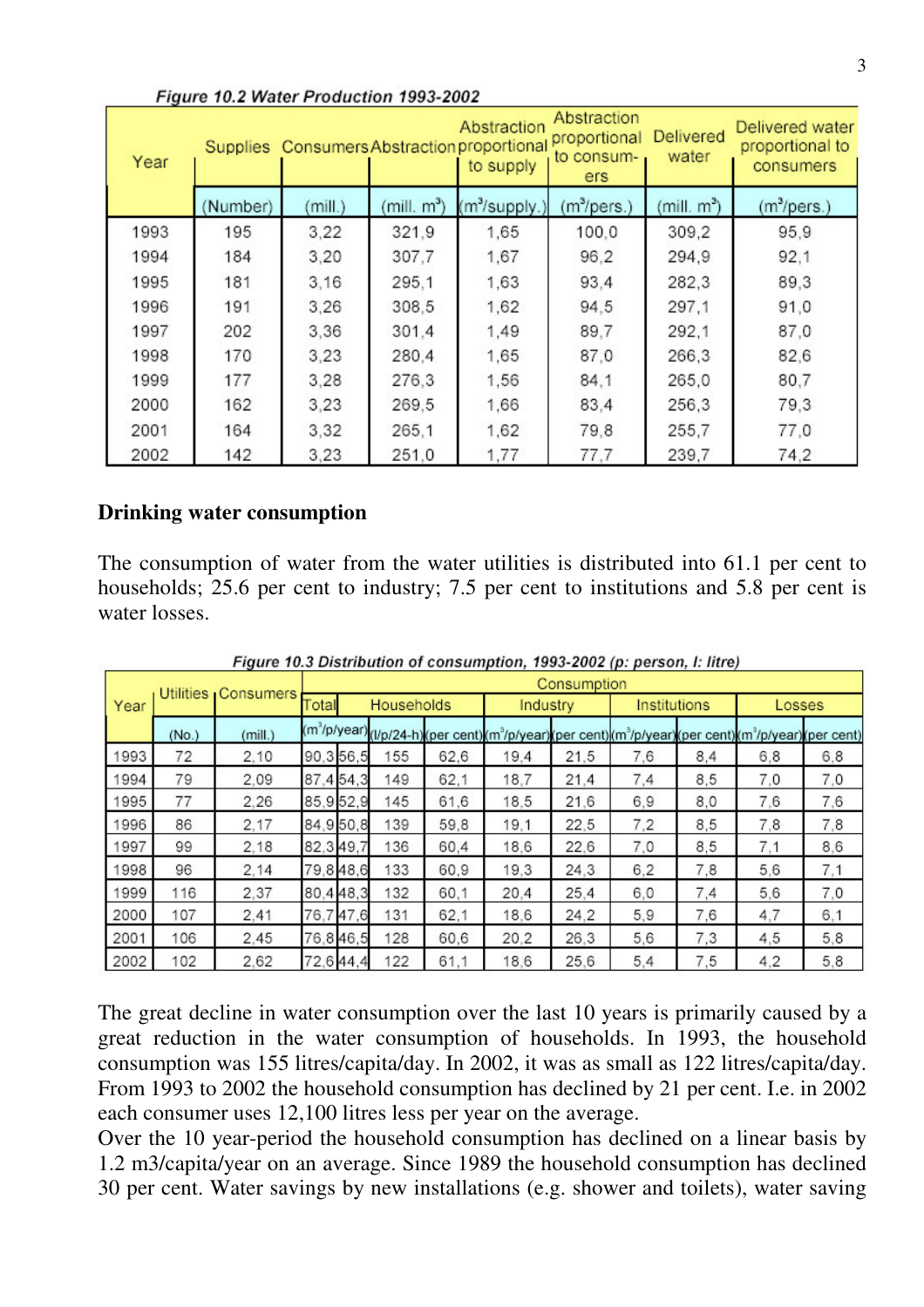Figure 10.2 Water Production 1993-2002

| Year | Supplies | Consumers | Abstraction | Abstraction proportional to supply | Abstraction proportional to consumers | Delivered water | Delivered water proportional to consumers |
|---|---|---|---|---|---|---|---|
| | (Number) | (mill.) | (mill. $m^3$) | ($m^3$/supply.) | ($m^3$/pers.) | (mill. $m^3$) | ($m^3$/pers.) |
| 1993 | 195 | 3,22 | 321,9 | 1,65 | 100,0 | 309,2 | 95,9 |
| 1994 | 184 | 3,20 | 307,7 | 1,67 | 96,2 | 294,9 | 92,1 |
| 1995 | 181 | 3,16 | 295,1 | 1,63 | 93,4 | 282,3 | 89,3 |
| 1996 | 191 | 3,26 | 308,5 | 1,62 | 94,5 | 297,1 | 91,0 |
| 1997 | 202 | 3,36 | 301,4 | 1,49 | 89,7 | 292,1 | 87,0 |
| 1998 | 170 | 3,23 | 280,4 | 1,65 | 87,0 | 266,3 | 82,6 |
| 1999 | 177 | 3,28 | 276,3 | 1,56 | 84,1 | 265,0 | 80,7 |
| 2000 | 162 | 3,23 | 269,5 | 1,66 | 83,4 | 256,3 | 79,3 |
| 2001 | 164 | 3,32 | 265,1 | 1,62 | 79,8 | 255,7 | 77,0 |
| 2002 | 142 | 3,23 | 251,0 | 1,77 | 77,7 | 239,7 | 74,2 |

## Drinking water consumption

The consumption of water from the water utilities is distributed into 61.1 per cent to households; 25.6 per cent to industry; 7.5 per cent to institutions and 5.8 per cent is water losses.

Figure 10.3 Distribution of consumption, 1993-2002 (p: person, l: litre)

| Year | Utilities | Consumers | Consumption | | | | | | | | |
|---|---|---|---|---|---|---|---|---|---|---|---|
| | | | Total | Households | | Industry | | Institutions | | Losses | |
| | (No.) | (mill.) | ($m^3$/p/year) | (l/p/24-h) | (per cent) | ($m^3$/p/year) | (per cent) | ($m^3$/p/year) | (per cent) | ($m^3$/p/year) | (per cent) |
| 1993 | 72 | 2,10 | 90,3 | 56,5 | 155 | 62,6 | 19,4 | 21,5 | 7,6 | 8,4 | 6,8 | 6,8 |
| 1994 | 79 | 2,09 | 87,4 | 54,3 | 149 | 62,1 | 18,7 | 21,4 | 7,4 | 8,5 | 7,0 | 7,0 |
| 1995 | 77 | 2,26 | 85,9 | 52,9 | 145 | 61,6 | 18,5 | 21,6 | 6,9 | 8,0 | 7,6 | 7,6 |
| 1996 | 86 | 2,17 | 84,9 | 50,8 | 139 | 59,8 | 19,1 | 22,5 | 7,2 | 8,5 | 7,8 | 7,8 |
| 1997 | 99 | 2,18 | 82,3 | 49,7 | 136 | 60,4 | 18,6 | 22,6 | 7,0 | 8,5 | 7,1 | 8,6 |
| 1998 | 96 | 2,14 | 79,8 | 48,6 | 133 | 60,9 | 19,3 | 24,3 | 6,2 | 7,8 | 5,6 | 7,1 |
| 1999 | 116 | 2,37 | 80,4 | 48,3 | 132 | 60,1 | 20,4 | 25,4 | 6,0 | 7,4 | 5,6 | 7,0 |
| 2000 | 107 | 2,41 | 76,7 | 47,6 | 131 | 62,1 | 18,6 | 24,2 | 5,9 | 7,6 | 4,7 | 6,1 |
| 2001 | 106 | 2,45 | 76,8 | 46,5 | 128 | 60,6 | 20,2 | 26,3 | 5,6 | 7,3 | 4,5 | 5,8 |
| 2002 | 102 | 2,62 | 72,6 | 44,4 | 122 | 61,1 | 18,6 | 25,6 | 5,4 | 7,5 | 4,2 | 5,8 |

The great decline in water consumption over the last 10 years is primarily caused by a great reduction in the water consumption of households. In 1993, the household consumption was 155 litres/capita/day. In 2002, it was as small as 122 litres/capita/day. From 1993 to 2002 the household consumption has declined by 21 per cent. I.e. in 2002 each consumer uses 12,100 litres less per year on the average.

Over the 10 year-period the household consumption has declined on a linear basis by 1.2 m3/capita/year on an average. Since 1989 the household consumption has declined 30 per cent. Water savings by new installations (e.g. shower and toilets), water saving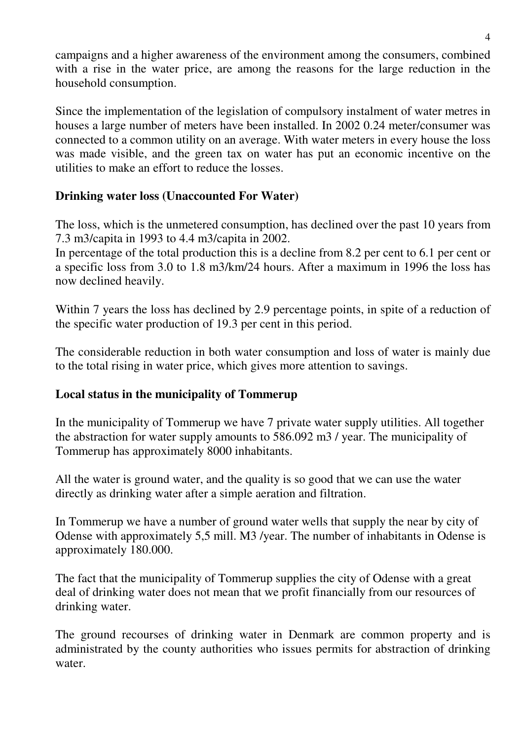campaigns and a higher awareness of the environment among the consumers, combined with a rise in the water price, are among the reasons for the large reduction in the household consumption.

Since the implementation of the legislation of compulsory instalment of water metres in houses a large number of meters have been installed. In 2002 0.24 meter/consumer was connected to a common utility on an average. With water meters in every house the loss was made visible, and the green tax on water has put an economic incentive on the utilities to make an effort to reduce the losses.

**Drinking water loss (Unaccounted For Water)**

The loss, which is the unmetered consumption, has declined over the past 10 years from 7.3 m3/capita in 1993 to 4.4 m3/capita in 2002.
In percentage of the total production this is a decline from 8.2 per cent to 6.1 per cent or a specific loss from 3.0 to 1.8 m3/km/24 hours. After a maximum in 1996 the loss has now declined heavily.

Within 7 years the loss has declined by 2.9 percentage points, in spite of a reduction of the specific water production of 19.3 per cent in this period.

The considerable reduction in both water consumption and loss of water is mainly due to the total rising in water price, which gives more attention to savings.

**Local status in the municipality of Tommerup**

In the municipality of Tommerup we have 7 private water supply utilities. All together the abstraction for water supply amounts to 586.092 m3 / year. The municipality of Tommerup has approximately 8000 inhabitants.

All the water is ground water, and the quality is so good that we can use the water directly as drinking water after a simple aeration and filtration.

In Tommerup we have a number of ground water wells that supply the near by city of Odense with approximately 5,5 mill. M3 /year. The number of inhabitants in Odense is approximately 180.000.

The fact that the municipality of Tommerup supplies the city of Odense with a great deal of drinking water does not mean that we profit financially from our resources of drinking water.

The ground recourses of drinking water in Denmark are common property and is administrated by the county authorities who issues permits for abstraction of drinking water.